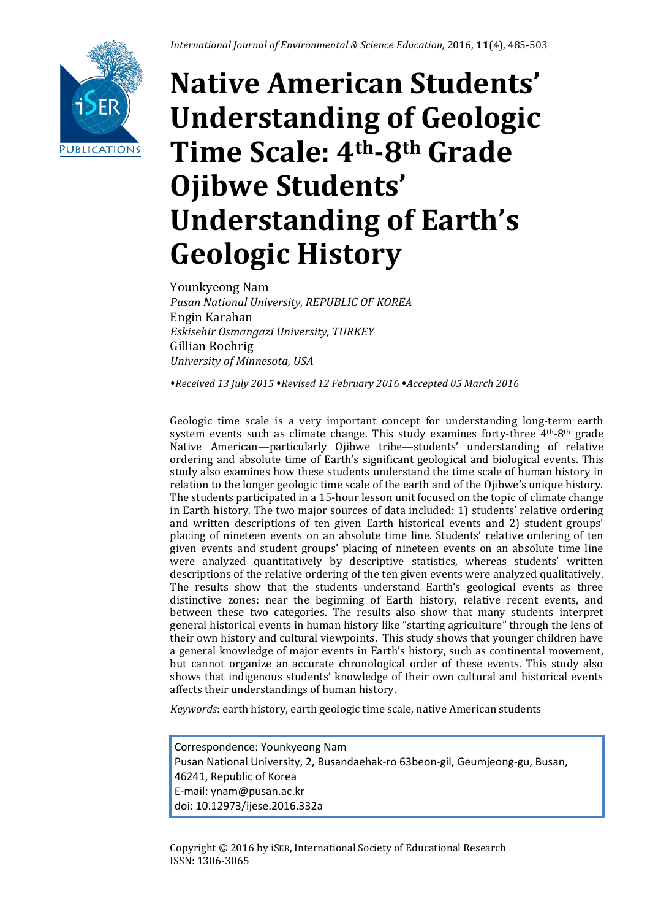# Native American Students' Understanding of Geologic Time Scale: 4th-8th Grade Ojibwe Students' Understanding of Earth's Geologic History

Younkyeong Nam
*Pusan National University, REPUBLIC OF KOREA*
Engin Karahan
*Eskisehir Osmangazi University, TURKEY*
Gillian Roehrig
*University of Minnesota, USA*

*•Received 13 July 2015 •Revised 12 February 2016 •Accepted 05 March 2016*

Geologic time scale is a very important concept for understanding long-term earth system events such as climate change. This study examines forty-three 4th-8th grade Native American—particularly Ojibwe tribe—students' understanding of relative ordering and absolute time of Earth's significant geological and biological events. This study also examines how these students understand the time scale of human history in relation to the longer geologic time scale of the earth and of the Ojibwe's unique history. The students participated in a 15-hour lesson unit focused on the topic of climate change in Earth history. The two major sources of data included: 1) students' relative ordering and written descriptions of ten given Earth historical events and 2) student groups' placing of nineteen events on an absolute time line. Students' relative ordering of ten given events and student groups' placing of nineteen events on an absolute time line were analyzed quantitatively by descriptive statistics, whereas students' written descriptions of the relative ordering of the ten given events were analyzed qualitatively. The results show that the students understand Earth's geological events as three distinctive zones: near the beginning of Earth history, relative recent events, and between these two categories. The results also show that many students interpret general historical events in human history like "starting agriculture" through the lens of their own history and cultural viewpoints. This study shows that younger children have a general knowledge of major events in Earth's history, such as continental movement, but cannot organize an accurate chronological order of these events. This study also shows that indigenous students' knowledge of their own cultural and historical events affects their understandings of human history.

*Keywords*: earth history, earth geologic time scale, native American students

Correspondence: Younkyeong Nam
Pusan National University, 2, Busandaehak-ro 63beon-gil, Geumjeong-gu, Busan, 46241, Republic of Korea
E-mail: ynam@pusan.ac.kr
doi: 10.12973/ijese.2016.332a

Copyright © 2016 by iSER, International Society of Educational Research
ISSN: 1306-3065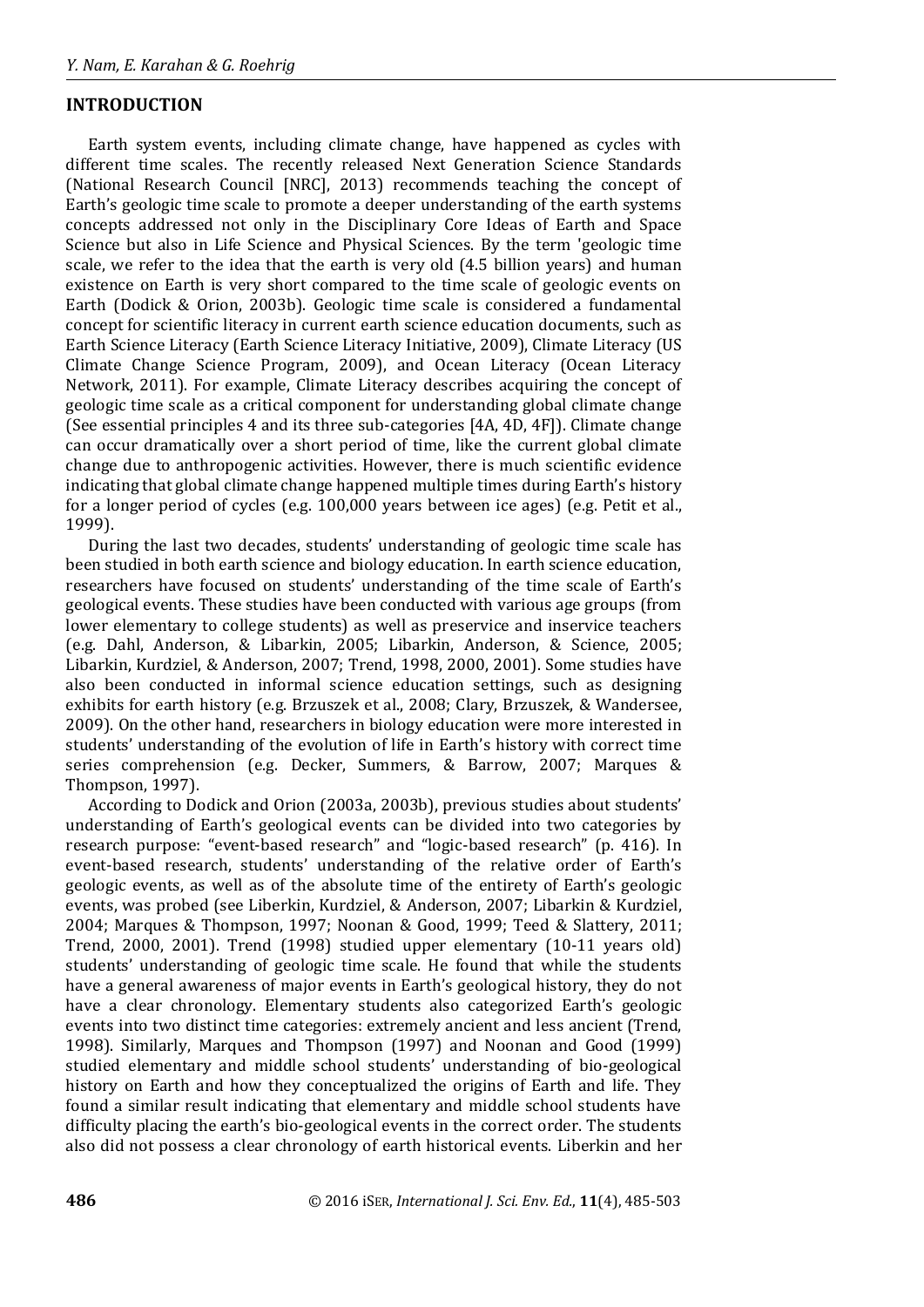## INTRODUCTION

Earth system events, including climate change, have happened as cycles with different time scales. The recently released Next Generation Science Standards (National Research Council [NRC], 2013) recommends teaching the concept of Earth's geologic time scale to promote a deeper understanding of the earth systems concepts addressed not only in the Disciplinary Core Ideas of Earth and Space Science but also in Life Science and Physical Sciences. By the term 'geologic time scale, we refer to the idea that the earth is very old (4.5 billion years) and human existence on Earth is very short compared to the time scale of geologic events on Earth (Dodick & Orion, 2003b). Geologic time scale is considered a fundamental concept for scientific literacy in current earth science education documents, such as Earth Science Literacy (Earth Science Literacy Initiative, 2009), Climate Literacy (US Climate Change Science Program, 2009), and Ocean Literacy (Ocean Literacy Network, 2011). For example, Climate Literacy describes acquiring the concept of geologic time scale as a critical component for understanding global climate change (See essential principles 4 and its three sub-categories [4A, 4D, 4F]). Climate change can occur dramatically over a short period of time, like the current global climate change due to anthropogenic activities. However, there is much scientific evidence indicating that global climate change happened multiple times during Earth's history for a longer period of cycles (e.g. 100,000 years between ice ages) (e.g. Petit et al., 1999).

During the last two decades, students' understanding of geologic time scale has been studied in both earth science and biology education. In earth science education, researchers have focused on students' understanding of the time scale of Earth's geological events. These studies have been conducted with various age groups (from lower elementary to college students) as well as preservice and inservice teachers (e.g. Dahl, Anderson, & Libarkin, 2005; Libarkin, Anderson, & Science, 2005; Libarkin, Kurdziel, & Anderson, 2007; Trend, 1998, 2000, 2001). Some studies have also been conducted in informal science education settings, such as designing exhibits for earth history (e.g. Brzuszek et al., 2008; Clary, Brzuszek, & Wandersee, 2009). On the other hand, researchers in biology education were more interested in students' understanding of the evolution of life in Earth's history with correct time series comprehension (e.g. Decker, Summers, & Barrow, 2007; Marques & Thompson, 1997).

According to Dodick and Orion (2003a, 2003b), previous studies about students' understanding of Earth's geological events can be divided into two categories by research purpose: "event-based research" and "logic-based research" (p. 416). In event-based research, students' understanding of the relative order of Earth's geologic events, as well as of the absolute time of the entirety of Earth's geologic events, was probed (see Liberkin, Kurdziel, & Anderson, 2007; Libarkin & Kurdziel, 2004; Marques & Thompson, 1997; Noonan & Good, 1999; Teed & Slattery, 2011; Trend, 2000, 2001). Trend (1998) studied upper elementary (10-11 years old) students' understanding of geologic time scale. He found that while the students have a general awareness of major events in Earth's geological history, they do not have a clear chronology. Elementary students also categorized Earth's geologic events into two distinct time categories: extremely ancient and less ancient (Trend, 1998). Similarly, Marques and Thompson (1997) and Noonan and Good (1999) studied elementary and middle school students' understanding of bio-geological history on Earth and how they conceptualized the origins of Earth and life. They found a similar result indicating that elementary and middle school students have difficulty placing the earth's bio-geological events in the correct order. The students also did not possess a clear chronology of earth historical events. Liberkin and her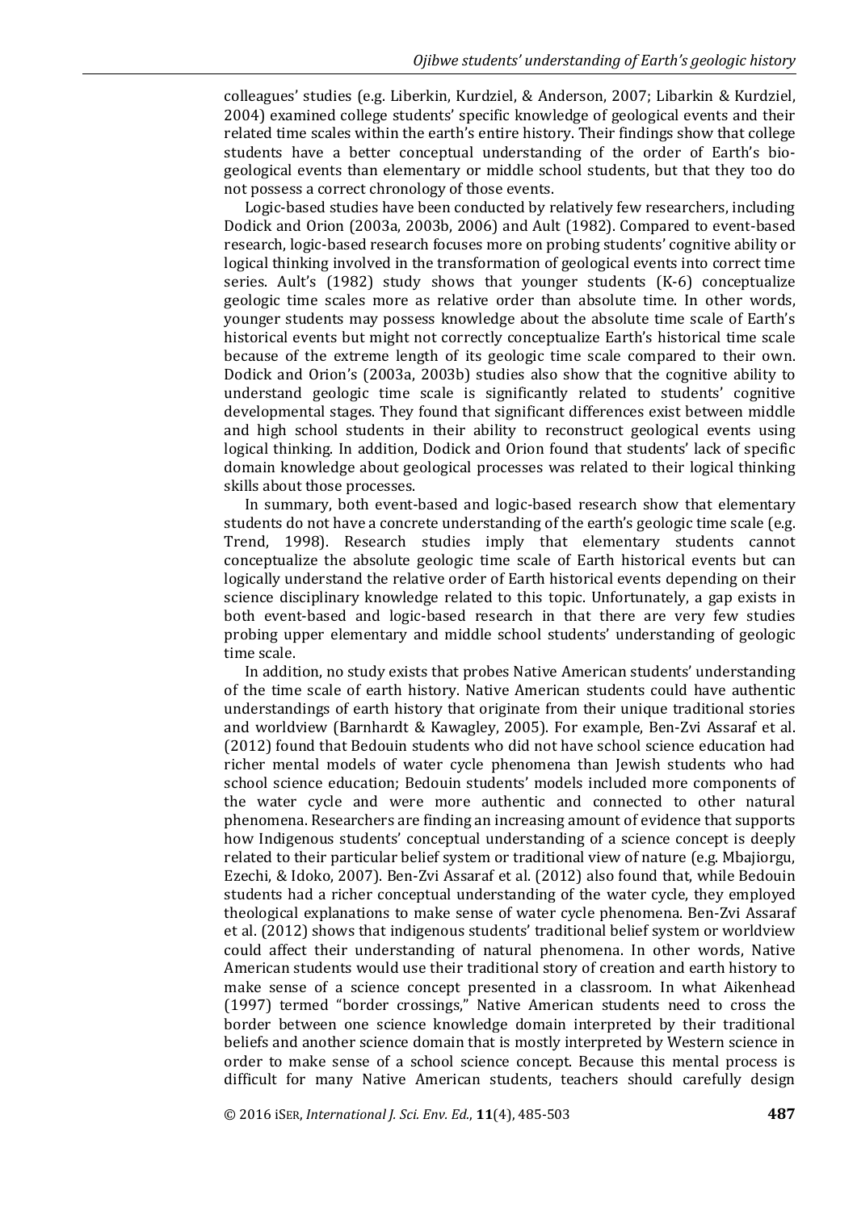colleagues' studies (e.g. Liberkin, Kurdziel, & Anderson, 2007; Libarkin & Kurdziel, 2004) examined college students' specific knowledge of geological events and their related time scales within the earth's entire history. Their findings show that college students have a better conceptual understanding of the order of Earth's bio-geological events than elementary or middle school students, but that they too do not possess a correct chronology of those events.

Logic-based studies have been conducted by relatively few researchers, including Dodick and Orion (2003a, 2003b, 2006) and Ault (1982). Compared to event-based research, logic-based research focuses more on probing students' cognitive ability or logical thinking involved in the transformation of geological events into correct time series. Ault's (1982) study shows that younger students (K-6) conceptualize geologic time scales more as relative order than absolute time. In other words, younger students may possess knowledge about the absolute time scale of Earth's historical events but might not correctly conceptualize Earth's historical time scale because of the extreme length of its geologic time scale compared to their own. Dodick and Orion's (2003a, 2003b) studies also show that the cognitive ability to understand geologic time scale is significantly related to students' cognitive developmental stages. They found that significant differences exist between middle and high school students in their ability to reconstruct geological events using logical thinking. In addition, Dodick and Orion found that students' lack of specific domain knowledge about geological processes was related to their logical thinking skills about those processes.

In summary, both event-based and logic-based research show that elementary students do not have a concrete understanding of the earth's geologic time scale (e.g. Trend, 1998). Research studies imply that elementary students cannot conceptualize the absolute geologic time scale of Earth historical events but can logically understand the relative order of Earth historical events depending on their science disciplinary knowledge related to this topic. Unfortunately, a gap exists in both event-based and logic-based research in that there are very few studies probing upper elementary and middle school students' understanding of geologic time scale.

In addition, no study exists that probes Native American students' understanding of the time scale of earth history. Native American students could have authentic understandings of earth history that originate from their unique traditional stories and worldview (Barnhardt & Kawagley, 2005). For example, Ben-Zvi Assaraf et al. (2012) found that Bedouin students who did not have school science education had richer mental models of water cycle phenomena than Jewish students who had school science education; Bedouin students' models included more components of the water cycle and were more authentic and connected to other natural phenomena. Researchers are finding an increasing amount of evidence that supports how Indigenous students' conceptual understanding of a science concept is deeply related to their particular belief system or traditional view of nature (e.g. Mbajiorgu, Ezechi, & Idoko, 2007). Ben-Zvi Assaraf et al. (2012) also found that, while Bedouin students had a richer conceptual understanding of the water cycle, they employed theological explanations to make sense of water cycle phenomena. Ben-Zvi Assaraf et al. (2012) shows that indigenous students' traditional belief system or worldview could affect their understanding of natural phenomena. In other words, Native American students would use their traditional story of creation and earth history to make sense of a science concept presented in a classroom. In what Aikenhead (1997) termed "border crossings," Native American students need to cross the border between one science knowledge domain interpreted by their traditional beliefs and another science domain that is mostly interpreted by Western science in order to make sense of a school science concept. Because this mental process is difficult for many Native American students, teachers should carefully design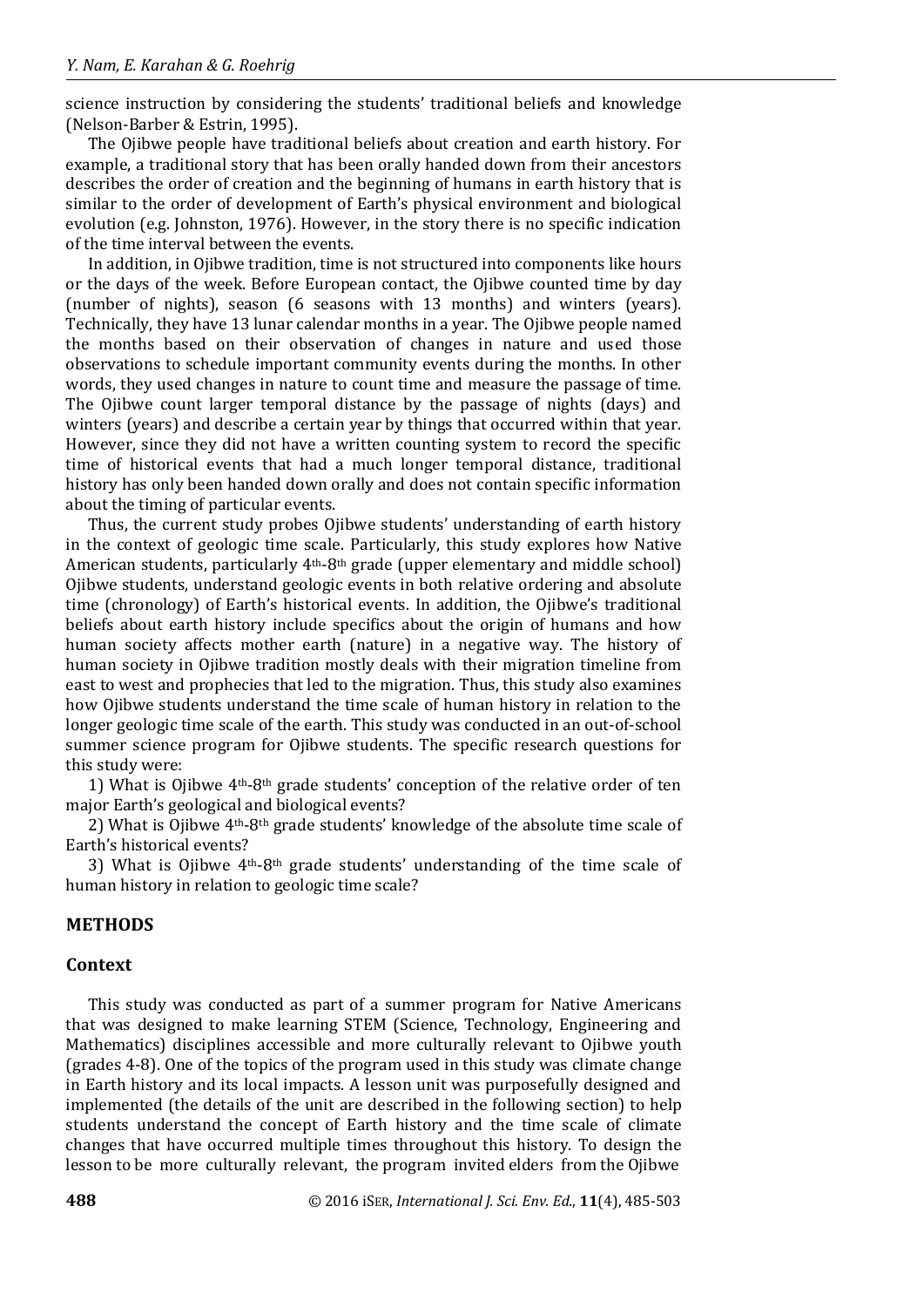science instruction by considering the students' traditional beliefs and knowledge (Nelson-Barber & Estrin, 1995).

The Ojibwe people have traditional beliefs about creation and earth history. For example, a traditional story that has been orally handed down from their ancestors describes the order of creation and the beginning of humans in earth history that is similar to the order of development of Earth's physical environment and biological evolution (e.g. Johnston, 1976). However, in the story there is no specific indication of the time interval between the events.

In addition, in Ojibwe tradition, time is not structured into components like hours or the days of the week. Before European contact, the Ojibwe counted time by day (number of nights), season (6 seasons with 13 months) and winters (years). Technically, they have 13 lunar calendar months in a year. The Ojibwe people named the months based on their observation of changes in nature and used those observations to schedule important community events during the months. In other words, they used changes in nature to count time and measure the passage of time. The Ojibwe count larger temporal distance by the passage of nights (days) and winters (years) and describe a certain year by things that occurred within that year. However, since they did not have a written counting system to record the specific time of historical events that had a much longer temporal distance, traditional history has only been handed down orally and does not contain specific information about the timing of particular events.

Thus, the current study probes Ojibwe students' understanding of earth history in the context of geologic time scale. Particularly, this study explores how Native American students, particularly 4th-8th grade (upper elementary and middle school) Ojibwe students, understand geologic events in both relative ordering and absolute time (chronology) of Earth's historical events. In addition, the Ojibwe's traditional beliefs about earth history include specifics about the origin of humans and how human society affects mother earth (nature) in a negative way. The history of human society in Ojibwe tradition mostly deals with their migration timeline from east to west and prophecies that led to the migration. Thus, this study also examines how Ojibwe students understand the time scale of human history in relation to the longer geologic time scale of the earth. This study was conducted in an out-of-school summer science program for Ojibwe students. The specific research questions for this study were:

1) What is Ojibwe 4th-8th grade students' conception of the relative order of ten major Earth's geological and biological events?

2) What is Ojibwe 4th-8th grade students' knowledge of the absolute time scale of Earth's historical events?

3) What is Ojibwe 4th-8th grade students' understanding of the time scale of human history in relation to geologic time scale?

## METHODS

### Context

This study was conducted as part of a summer program for Native Americans that was designed to make learning STEM (Science, Technology, Engineering and Mathematics) disciplines accessible and more culturally relevant to Ojibwe youth (grades 4-8). One of the topics of the program used in this study was climate change in Earth history and its local impacts. A lesson unit was purposefully designed and implemented (the details of the unit are described in the following section) to help students understand the concept of Earth history and the time scale of climate changes that have occurred multiple times throughout this history. To design the lesson to be more culturally relevant, the program invited elders from the Ojibwe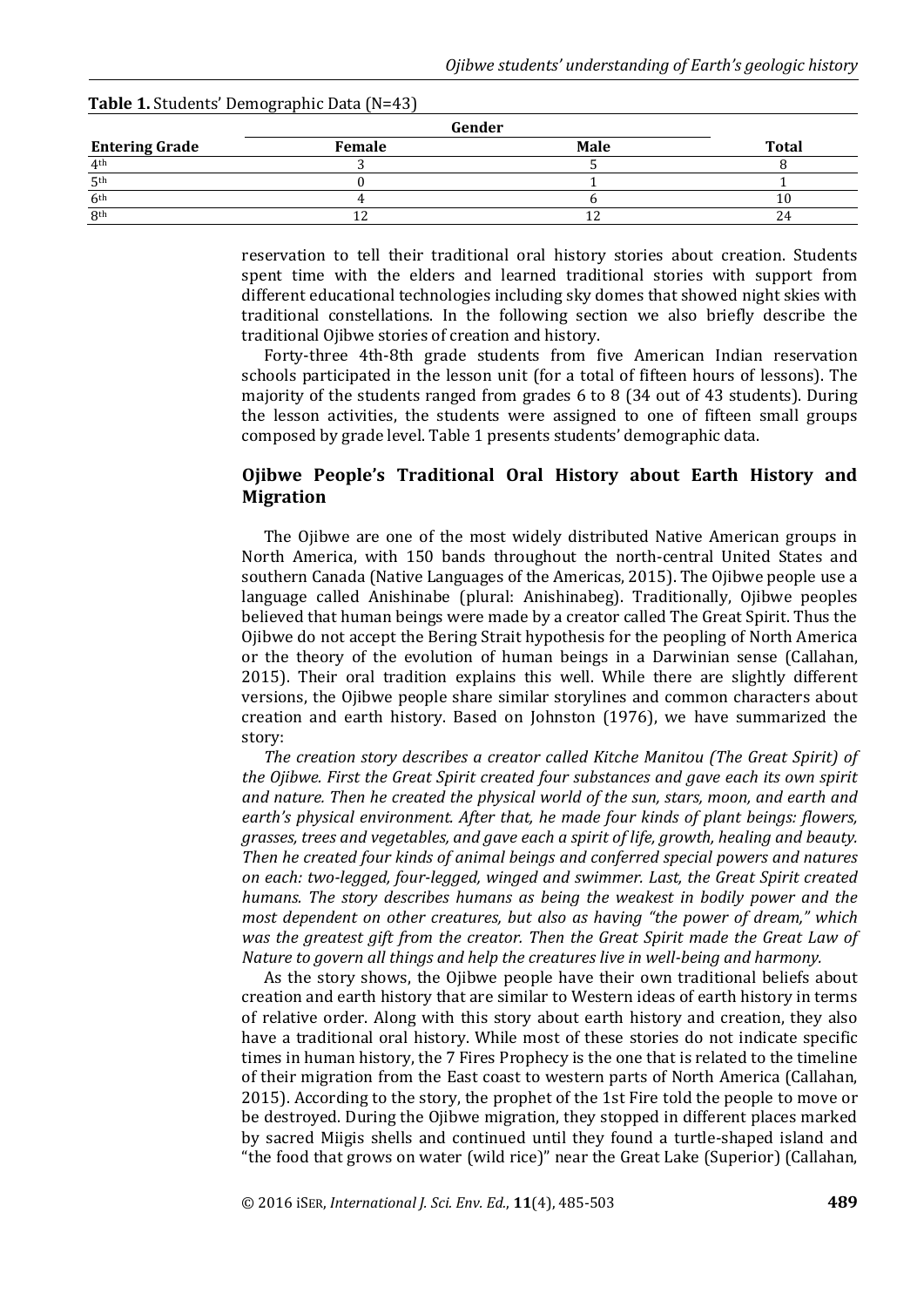**Table 1.** Students' Demographic Data (N=43)

| | Gender | | |
|---|---|---|---|
| **Entering Grade** | **Female** | **Male** | **Total** |
| 4th | 3 | 5 | 8 |
| 5th | 0 | 1 | 1 |
| 6th | 4 | 6 | 10 |
| 8th | 12 | 12 | 24 |

reservation to tell their traditional oral history stories about creation. Students spent time with the elders and learned traditional stories with support from different educational technologies including sky domes that showed night skies with traditional constellations. In the following section we also briefly describe the traditional Ojibwe stories of creation and history.

Forty-three 4th-8th grade students from five American Indian reservation schools participated in the lesson unit (for a total of fifteen hours of lessons). The majority of the students ranged from grades 6 to 8 (34 out of 43 students). During the lesson activities, the students were assigned to one of fifteen small groups composed by grade level. Table 1 presents students' demographic data.

## Ojibwe People's Traditional Oral History about Earth History and Migration

The Ojibwe are one of the most widely distributed Native American groups in North America, with 150 bands throughout the north-central United States and southern Canada (Native Languages of the Americas, 2015). The Ojibwe people use a language called Anishinabe (plural: Anishinabeg). Traditionally, Ojibwe peoples believed that human beings were made by a creator called The Great Spirit. Thus the Ojibwe do not accept the Bering Strait hypothesis for the peopling of North America or the theory of the evolution of human beings in a Darwinian sense (Callahan, 2015). Their oral tradition explains this well. While there are slightly different versions, the Ojibwe people share similar storylines and common characters about creation and earth history. Based on Johnston (1976), we have summarized the story:

*The creation story describes a creator called Kitche Manitou (The Great Spirit) of the Ojibwe. First the Great Spirit created four substances and gave each its own spirit and nature. Then he created the physical world of the sun, stars, moon, and earth and earth's physical environment. After that, he made four kinds of plant beings: flowers, grasses, trees and vegetables, and gave each a spirit of life, growth, healing and beauty. Then he created four kinds of animal beings and conferred special powers and natures on each: two-legged, four-legged, winged and swimmer. Last, the Great Spirit created humans. The story describes humans as being the weakest in bodily power and the most dependent on other creatures, but also as having "the power of dream," which was the greatest gift from the creator. Then the Great Spirit made the Great Law of Nature to govern all things and help the creatures live in well-being and harmony.*

As the story shows, the Ojibwe people have their own traditional beliefs about creation and earth history that are similar to Western ideas of earth history in terms of relative order. Along with this story about earth history and creation, they also have a traditional oral history. While most of these stories do not indicate specific times in human history, the 7 Fires Prophecy is the one that is related to the timeline of their migration from the East coast to western parts of North America (Callahan, 2015). According to the story, the prophet of the 1st Fire told the people to move or be destroyed. During the Ojibwe migration, they stopped in different places marked by sacred Miigis shells and continued until they found a turtle-shaped island and "the food that grows on water (wild rice)" near the Great Lake (Superior) (Callahan,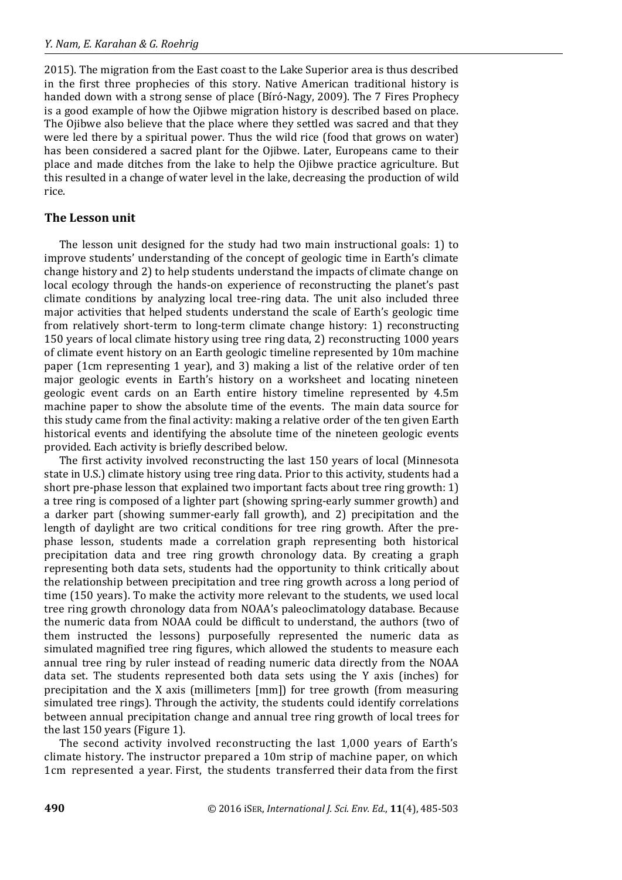2015). The migration from the East coast to the Lake Superior area is thus described in the first three prophecies of this story. Native American traditional history is handed down with a strong sense of place (Bíró-Nagy, 2009). The 7 Fires Prophecy is a good example of how the Ojibwe migration history is described based on place. The Ojibwe also believe that the place where they settled was sacred and that they were led there by a spiritual power. Thus the wild rice (food that grows on water) has been considered a sacred plant for the Ojibwe. Later, Europeans came to their place and made ditches from the lake to help the Ojibwe practice agriculture. But this resulted in a change of water level in the lake, decreasing the production of wild rice.

## The Lesson unit

The lesson unit designed for the study had two main instructional goals: 1) to improve students' understanding of the concept of geologic time in Earth's climate change history and 2) to help students understand the impacts of climate change on local ecology through the hands-on experience of reconstructing the planet's past climate conditions by analyzing local tree-ring data. The unit also included three major activities that helped students understand the scale of Earth's geologic time from relatively short-term to long-term climate change history: 1) reconstructing 150 years of local climate history using tree ring data, 2) reconstructing 1000 years of climate event history on an Earth geologic timeline represented by 10m machine paper (1cm representing 1 year), and 3) making a list of the relative order of ten major geologic events in Earth's history on a worksheet and locating nineteen geologic event cards on an Earth entire history timeline represented by 4.5m machine paper to show the absolute time of the events. The main data source for this study came from the final activity: making a relative order of the ten given Earth historical events and identifying the absolute time of the nineteen geologic events provided. Each activity is briefly described below.

The first activity involved reconstructing the last 150 years of local (Minnesota state in U.S.) climate history using tree ring data. Prior to this activity, students had a short pre-phase lesson that explained two important facts about tree ring growth: 1) a tree ring is composed of a lighter part (showing spring-early summer growth) and a darker part (showing summer-early fall growth), and 2) precipitation and the length of daylight are two critical conditions for tree ring growth. After the pre-phase lesson, students made a correlation graph representing both historical precipitation data and tree ring growth chronology data. By creating a graph representing both data sets, students had the opportunity to think critically about the relationship between precipitation and tree ring growth across a long period of time (150 years). To make the activity more relevant to the students, we used local tree ring growth chronology data from NOAA's paleoclimatology database. Because the numeric data from NOAA could be difficult to understand, the authors (two of them instructed the lessons) purposefully represented the numeric data as simulated magnified tree ring figures, which allowed the students to measure each annual tree ring by ruler instead of reading numeric data directly from the NOAA data set. The students represented both data sets using the Y axis (inches) for precipitation and the X axis (millimeters [mm]) for tree growth (from measuring simulated tree rings). Through the activity, the students could identify correlations between annual precipitation change and annual tree ring growth of local trees for the last 150 years (Figure 1).

The second activity involved reconstructing the last 1,000 years of Earth's climate history. The instructor prepared a 10m strip of machine paper, on which 1cm represented a year. First, the students transferred their data from the first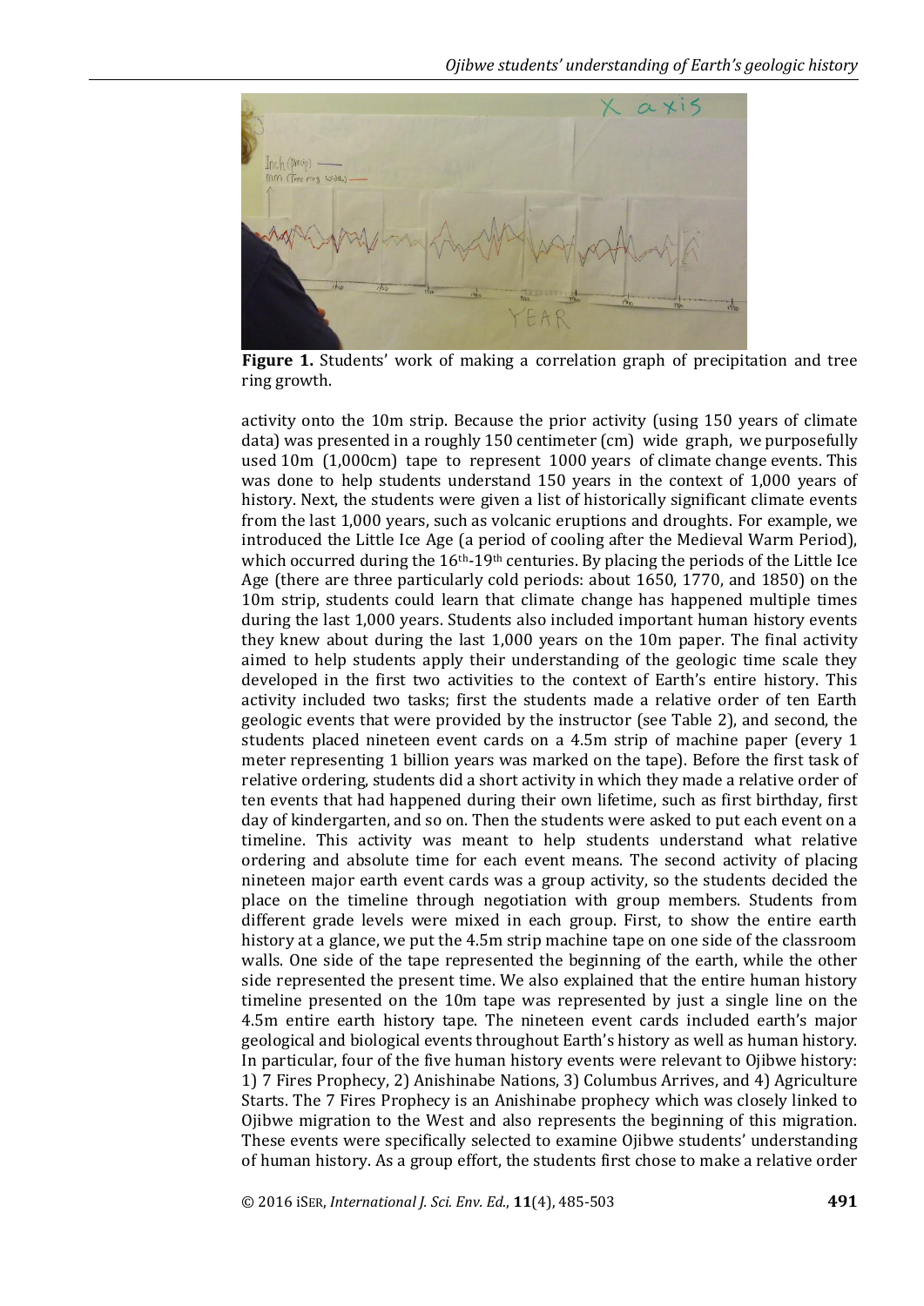**Figure 1.** Students' work of making a correlation graph of precipitation and tree ring growth.

activity onto the 10m strip. Because the prior activity (using 150 years of climate data) was presented in a roughly 150 centimeter (cm) wide graph, we purposefully used 10m (1,000cm) tape to represent 1000 years of climate change events. This was done to help students understand 150 years in the context of 1,000 years of history. Next, the students were given a list of historically significant climate events from the last 1,000 years, such as volcanic eruptions and droughts. For example, we introduced the Little Ice Age (a period of cooling after the Medieval Warm Period), which occurred during the 16th-19th centuries. By placing the periods of the Little Ice Age (there are three particularly cold periods: about 1650, 1770, and 1850) on the 10m strip, students could learn that climate change has happened multiple times during the last 1,000 years. Students also included important human history events they knew about during the last 1,000 years on the 10m paper. The final activity aimed to help students apply their understanding of the geologic time scale they developed in the first two activities to the context of Earth's entire history. This activity included two tasks; first the students made a relative order of ten Earth geologic events that were provided by the instructor (see Table 2), and second, the students placed nineteen event cards on a 4.5m strip of machine paper (every 1 meter representing 1 billion years was marked on the tape). Before the first task of relative ordering, students did a short activity in which they made a relative order of ten events that had happened during their own lifetime, such as first birthday, first day of kindergarten, and so on. Then the students were asked to put each event on a timeline. This activity was meant to help students understand what relative ordering and absolute time for each event means. The second activity of placing nineteen major earth event cards was a group activity, so the students decided the place on the timeline through negotiation with group members. Students from different grade levels were mixed in each group. First, to show the entire earth history at a glance, we put the 4.5m strip machine tape on one side of the classroom walls. One side of the tape represented the beginning of the earth, while the other side represented the present time. We also explained that the entire human history timeline presented on the 10m tape was represented by just a single line on the 4.5m entire earth history tape. The nineteen event cards included earth's major geological and biological events throughout Earth's history as well as human history. In particular, four of the five human history events were relevant to Ojibwe history: 1) 7 Fires Prophecy, 2) Anishinabe Nations, 3) Columbus Arrives, and 4) Agriculture Starts. The 7 Fires Prophecy is an Anishinabe prophecy which was closely linked to Ojibwe migration to the West and also represents the beginning of this migration. These events were specifically selected to examine Ojibwe students' understanding of human history. As a group effort, the students first chose to make a relative order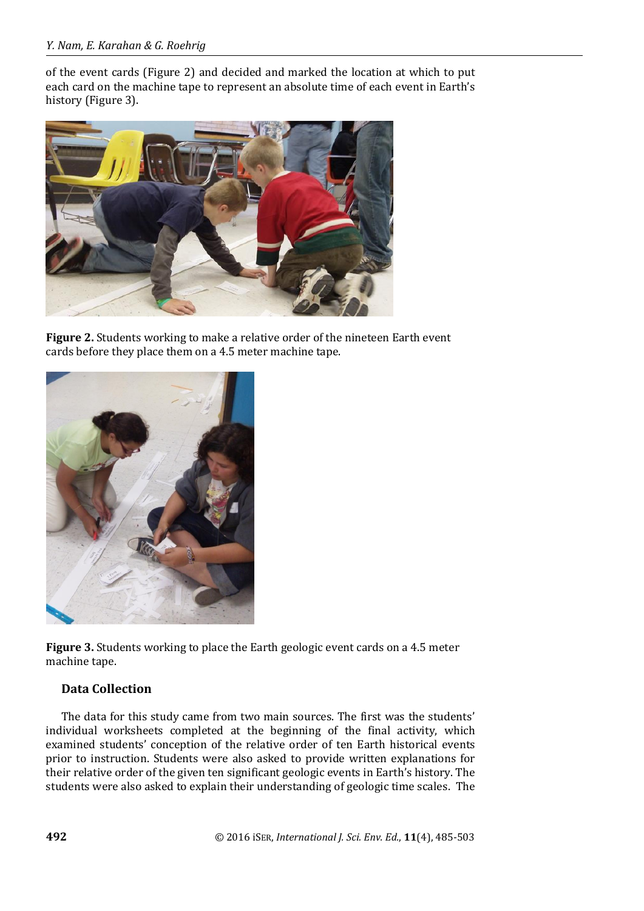of the event cards (Figure 2) and decided and marked the location at which to put each card on the machine tape to represent an absolute time of each event in Earth's history (Figure 3).

**Figure 2.** Students working to make a relative order of the nineteen Earth event cards before they place them on a 4.5 meter machine tape.

**Figure 3.** Students working to place the Earth geologic event cards on a 4.5 meter machine tape.

### Data Collection

The data for this study came from two main sources. The first was the students' individual worksheets completed at the beginning of the final activity, which examined students' conception of the relative order of ten Earth historical events prior to instruction. Students were also asked to provide written explanations for their relative order of the given ten significant geologic events in Earth's history. The students were also asked to explain their understanding of geologic time scales. The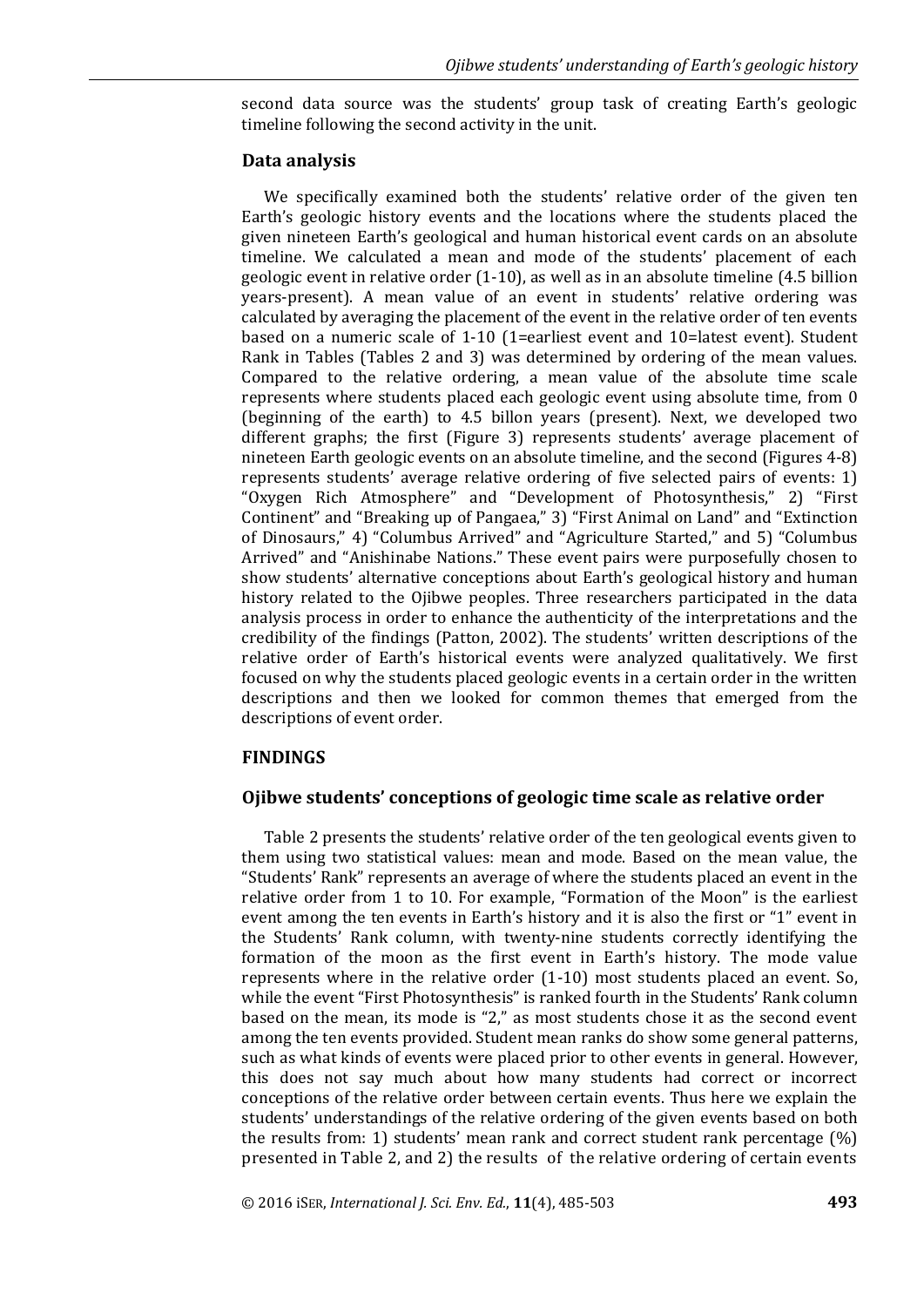second data source was the students' group task of creating Earth's geologic timeline following the second activity in the unit.

## Data analysis

We specifically examined both the students' relative order of the given ten Earth's geologic history events and the locations where the students placed the given nineteen Earth's geological and human historical event cards on an absolute timeline. We calculated a mean and mode of the students' placement of each geologic event in relative order (1-10), as well as in an absolute timeline (4.5 billion years-present). A mean value of an event in students' relative ordering was calculated by averaging the placement of the event in the relative order of ten events based on a numeric scale of 1-10 (1=earliest event and 10=latest event). Student Rank in Tables (Tables 2 and 3) was determined by ordering of the mean values. Compared to the relative ordering, a mean value of the absolute time scale represents where students placed each geologic event using absolute time, from 0 (beginning of the earth) to 4.5 billon years (present). Next, we developed two different graphs; the first (Figure 3) represents students' average placement of nineteen Earth geologic events on an absolute timeline, and the second (Figures 4-8) represents students' average relative ordering of five selected pairs of events: 1) "Oxygen Rich Atmosphere" and "Development of Photosynthesis," 2) "First Continent" and "Breaking up of Pangaea," 3) "First Animal on Land" and "Extinction of Dinosaurs," 4) "Columbus Arrived" and "Agriculture Started," and 5) "Columbus Arrived" and "Anishinabe Nations." These event pairs were purposefully chosen to show students' alternative conceptions about Earth's geological history and human history related to the Ojibwe peoples. Three researchers participated in the data analysis process in order to enhance the authenticity of the interpretations and the credibility of the findings (Patton, 2002). The students' written descriptions of the relative order of Earth's historical events were analyzed qualitatively. We first focused on why the students placed geologic events in a certain order in the written descriptions and then we looked for common themes that emerged from the descriptions of event order.

## FINDINGS

### Ojibwe students' conceptions of geologic time scale as relative order

Table 2 presents the students' relative order of the ten geological events given to them using two statistical values: mean and mode. Based on the mean value, the "Students' Rank" represents an average of where the students placed an event in the relative order from 1 to 10. For example, "Formation of the Moon" is the earliest event among the ten events in Earth's history and it is also the first or "1" event in the Students' Rank column, with twenty-nine students correctly identifying the formation of the moon as the first event in Earth's history. The mode value represents where in the relative order (1-10) most students placed an event. So, while the event "First Photosynthesis" is ranked fourth in the Students' Rank column based on the mean, its mode is "2," as most students chose it as the second event among the ten events provided. Student mean ranks do show some general patterns, such as what kinds of events were placed prior to other events in general. However, this does not say much about how many students had correct or incorrect conceptions of the relative order between certain events. Thus here we explain the students' understandings of the relative ordering of the given events based on both the results from: 1) students' mean rank and correct student rank percentage (%) presented in Table 2, and 2) the results of the relative ordering of certain events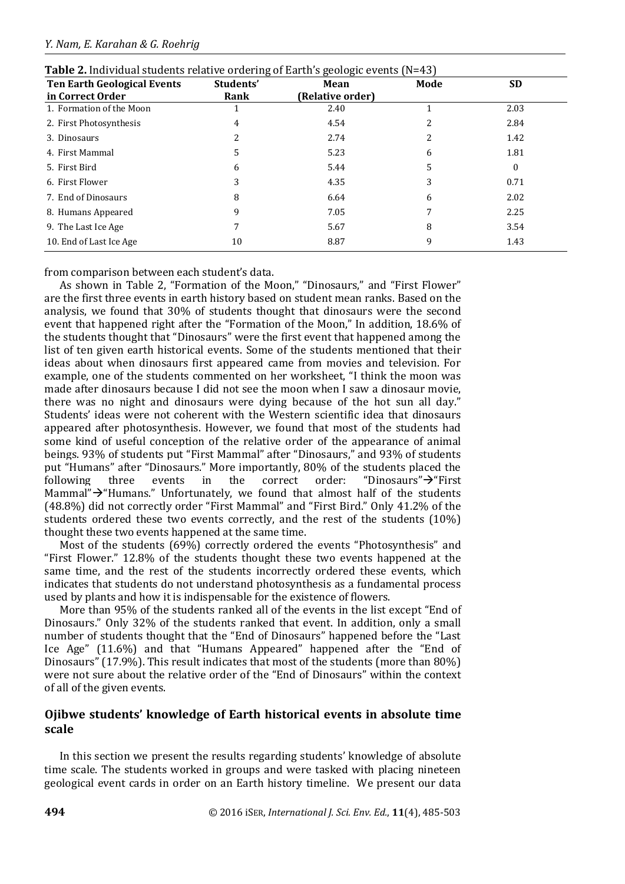**Table 2.** Individual students relative ordering of Earth's geologic events (N=43)

| Ten Earth Geological Events in Correct Order | Students' Rank | Mean (Relative order) | Mode | SD |
|---|---|---|---|---|
| 1. Formation of the Moon | 1 | 2.40 | 1 | 2.03 |
| 2. First Photosynthesis | 4 | 4.54 | 2 | 2.84 |
| 3. Dinosaurs | 2 | 2.74 | 2 | 1.42 |
| 4. First Mammal | 5 | 5.23 | 6 | 1.81 |
| 5. First Bird | 6 | 5.44 | 5 | 0 |
| 6. First Flower | 3 | 4.35 | 3 | 0.71 |
| 7. End of Dinosaurs | 8 | 6.64 | 6 | 2.02 |
| 8. Humans Appeared | 9 | 7.05 | 7 | 2.25 |
| 9. The Last Ice Age | 7 | 5.67 | 8 | 3.54 |
| 10. End of Last Ice Age | 10 | 8.87 | 9 | 1.43 |

from comparison between each student's data.

As shown in Table 2, "Formation of the Moon," "Dinosaurs," and "First Flower" are the first three events in earth history based on student mean ranks. Based on the analysis, we found that 30% of students thought that dinosaurs were the second event that happened right after the "Formation of the Moon," In addition, 18.6% of the students thought that "Dinosaurs" were the first event that happened among the list of ten given earth historical events. Some of the students mentioned that their ideas about when dinosaurs first appeared came from movies and television. For example, one of the students commented on her worksheet, "I think the moon was made after dinosaurs because I did not see the moon when I saw a dinosaur movie, there was no night and dinosaurs were dying because of the hot sun all day." Students' ideas were not coherent with the Western scientific idea that dinosaurs appeared after photosynthesis. However, we found that most of the students had some kind of useful conception of the relative order of the appearance of animal beings. 93% of students put "First Mammal" after "Dinosaurs," and 93% of students put "Humans" after "Dinosaurs." More importantly, 80% of the students placed the following three events in the correct order: "Dinosaurs"→"First Mammal"→"Humans." Unfortunately, we found that almost half of the students (48.8%) did not correctly order "First Mammal" and "First Bird." Only 41.2% of the students ordered these two events correctly, and the rest of the students (10%) thought these two events happened at the same time.

Most of the students (69%) correctly ordered the events "Photosynthesis" and "First Flower." 12.8% of the students thought these two events happened at the same time, and the rest of the students incorrectly ordered these events, which indicates that students do not understand photosynthesis as a fundamental process used by plants and how it is indispensable for the existence of flowers.

More than 95% of the students ranked all of the events in the list except "End of Dinosaurs." Only 32% of the students ranked that event. In addition, only a small number of students thought that the "End of Dinosaurs" happened before the "Last Ice Age" (11.6%) and that "Humans Appeared" happened after the "End of Dinosaurs" (17.9%). This result indicates that most of the students (more than 80%) were not sure about the relative order of the "End of Dinosaurs" within the context of all of the given events.

## Ojibwe students' knowledge of Earth historical events in absolute time scale

In this section we present the results regarding students' knowledge of absolute time scale. The students worked in groups and were tasked with placing nineteen geological event cards in order on an Earth history timeline. We present our data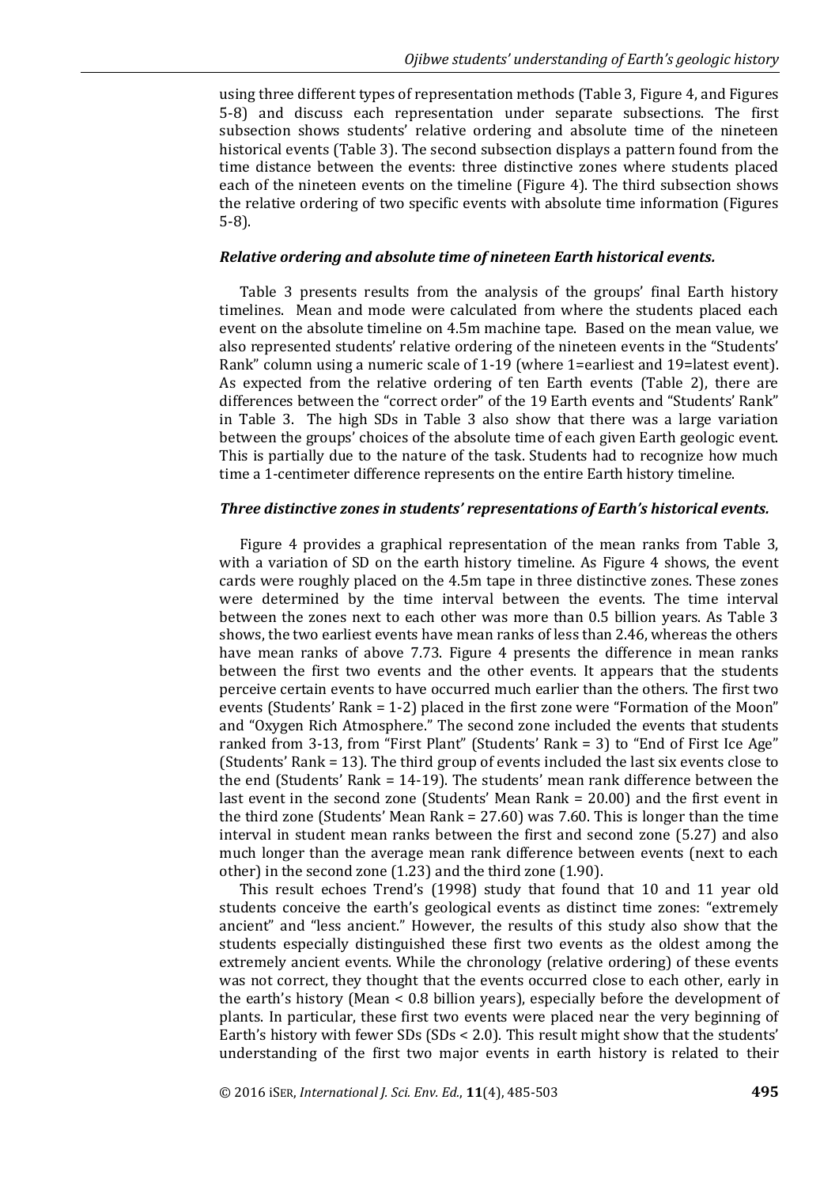using three different types of representation methods (Table 3, Figure 4, and Figures 5-8) and discuss each representation under separate subsections. The first subsection shows students' relative ordering and absolute time of the nineteen historical events (Table 3). The second subsection displays a pattern found from the time distance between the events: three distinctive zones where students placed each of the nineteen events on the timeline (Figure 4). The third subsection shows the relative ordering of two specific events with absolute time information (Figures 5-8).

***Relative ordering and absolute time of nineteen Earth historical events.***

Table 3 presents results from the analysis of the groups' final Earth history timelines. Mean and mode were calculated from where the students placed each event on the absolute timeline on 4.5m machine tape. Based on the mean value, we also represented students' relative ordering of the nineteen events in the "Students' Rank" column using a numeric scale of 1-19 (where 1=earliest and 19=latest event). As expected from the relative ordering of ten Earth events (Table 2), there are differences between the "correct order" of the 19 Earth events and "Students' Rank" in Table 3. The high SDs in Table 3 also show that there was a large variation between the groups' choices of the absolute time of each given Earth geologic event. This is partially due to the nature of the task. Students had to recognize how much time a 1-centimeter difference represents on the entire Earth history timeline.

***Three distinctive zones in students' representations of Earth's historical events.***

Figure 4 provides a graphical representation of the mean ranks from Table 3, with a variation of SD on the earth history timeline. As Figure 4 shows, the event cards were roughly placed on the 4.5m tape in three distinctive zones. These zones were determined by the time interval between the events. The time interval between the zones next to each other was more than 0.5 billion years. As Table 3 shows, the two earliest events have mean ranks of less than 2.46, whereas the others have mean ranks of above 7.73. Figure 4 presents the difference in mean ranks between the first two events and the other events. It appears that the students perceive certain events to have occurred much earlier than the others. The first two events (Students' Rank = 1-2) placed in the first zone were "Formation of the Moon" and "Oxygen Rich Atmosphere." The second zone included the events that students ranked from 3-13, from "First Plant" (Students' Rank = 3) to "End of First Ice Age" (Students' Rank = 13). The third group of events included the last six events close to the end (Students' Rank = 14-19). The students' mean rank difference between the last event in the second zone (Students' Mean Rank = 20.00) and the first event in the third zone (Students' Mean Rank = 27.60) was 7.60. This is longer than the time interval in student mean ranks between the first and second zone (5.27) and also much longer than the average mean rank difference between events (next to each other) in the second zone (1.23) and the third zone (1.90).

This result echoes Trend's (1998) study that found that 10 and 11 year old students conceive the earth's geological events as distinct time zones: "extremely ancient" and "less ancient." However, the results of this study also show that the students especially distinguished these first two events as the oldest among the extremely ancient events. While the chronology (relative ordering) of these events was not correct, they thought that the events occurred close to each other, early in the earth's history (Mean < 0.8 billion years), especially before the development of plants. In particular, these first two events were placed near the very beginning of Earth's history with fewer SDs (SDs < 2.0). This result might show that the students' understanding of the first two major events in earth history is related to their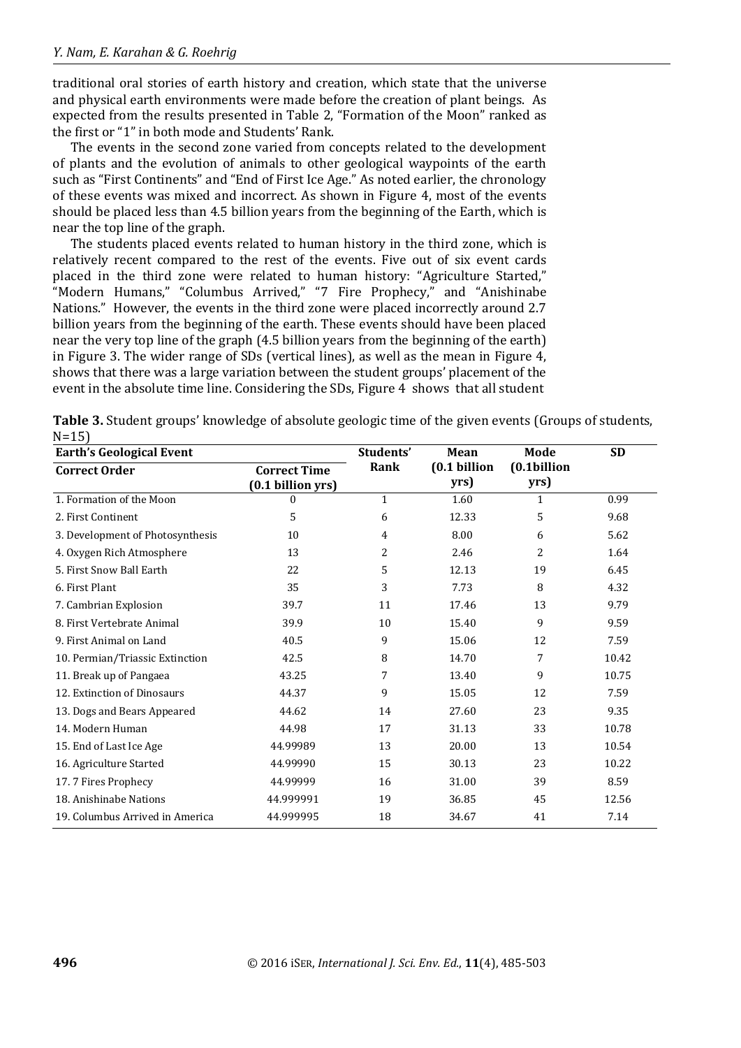traditional oral stories of earth history and creation, which state that the universe and physical earth environments were made before the creation of plant beings. As expected from the results presented in Table 2, "Formation of the Moon" ranked as the first or "1" in both mode and Students' Rank.

The events in the second zone varied from concepts related to the development of plants and the evolution of animals to other geological waypoints of the earth such as "First Continents" and "End of First Ice Age." As noted earlier, the chronology of these events was mixed and incorrect. As shown in Figure 4, most of the events should be placed less than 4.5 billion years from the beginning of the Earth, which is near the top line of the graph.

The students placed events related to human history in the third zone, which is relatively recent compared to the rest of the events. Five out of six event cards placed in the third zone were related to human history: "Agriculture Started," "Modern Humans," "Columbus Arrived," "7 Fire Prophecy," and "Anishinabe Nations." However, the events in the third zone were placed incorrectly around 2.7 billion years from the beginning of the earth. These events should have been placed near the very top line of the graph (4.5 billion years from the beginning of the earth) in Figure 3. The wider range of SDs (vertical lines), as well as the mean in Figure 4, shows that there was a large variation between the student groups' placement of the event in the absolute time line. Considering the SDs, Figure 4 shows that all student

**Table 3.** Student groups' knowledge of absolute geologic time of the given events (Groups of students, N=15)

| Earth's Geological Event | | Students' Rank | Mean (0.1 billion yrs) | Mode (0.1billion yrs) | SD |
|---|---|---|---|---|---|
| **Correct Order** | **Correct Time (0.1 billion yrs)** | | | | |
| 1. Formation of the Moon | 0 | 1 | 1.60 | 1 | 0.99 |
| 2. First Continent | 5 | 6 | 12.33 | 5 | 9.68 |
| 3. Development of Photosynthesis | 10 | 4 | 8.00 | 6 | 5.62 |
| 4. Oxygen Rich Atmosphere | 13 | 2 | 2.46 | 2 | 1.64 |
| 5. First Snow Ball Earth | 22 | 5 | 12.13 | 19 | 6.45 |
| 6. First Plant | 35 | 3 | 7.73 | 8 | 4.32 |
| 7. Cambrian Explosion | 39.7 | 11 | 17.46 | 13 | 9.79 |
| 8. First Vertebrate Animal | 39.9 | 10 | 15.40 | 9 | 9.59 |
| 9. First Animal on Land | 40.5 | 9 | 15.06 | 12 | 7.59 |
| 10. Permian/Triassic Extinction | 42.5 | 8 | 14.70 | 7 | 10.42 |
| 11. Break up of Pangaea | 43.25 | 7 | 13.40 | 9 | 10.75 |
| 12. Extinction of Dinosaurs | 44.37 | 9 | 15.05 | 12 | 7.59 |
| 13. Dogs and Bears Appeared | 44.62 | 14 | 27.60 | 23 | 9.35 |
| 14. Modern Human | 44.98 | 17 | 31.13 | 33 | 10.78 |
| 15. End of Last Ice Age | 44.99989 | 13 | 20.00 | 13 | 10.54 |
| 16. Agriculture Started | 44.99990 | 15 | 30.13 | 23 | 10.22 |
| 17. 7 Fires Prophecy | 44.99999 | 16 | 31.00 | 39 | 8.59 |
| 18. Anishinabe Nations | 44.999991 | 19 | 36.85 | 45 | 12.56 |
| 19. Columbus Arrived in America | 44.999995 | 18 | 34.67 | 41 | 7.14 |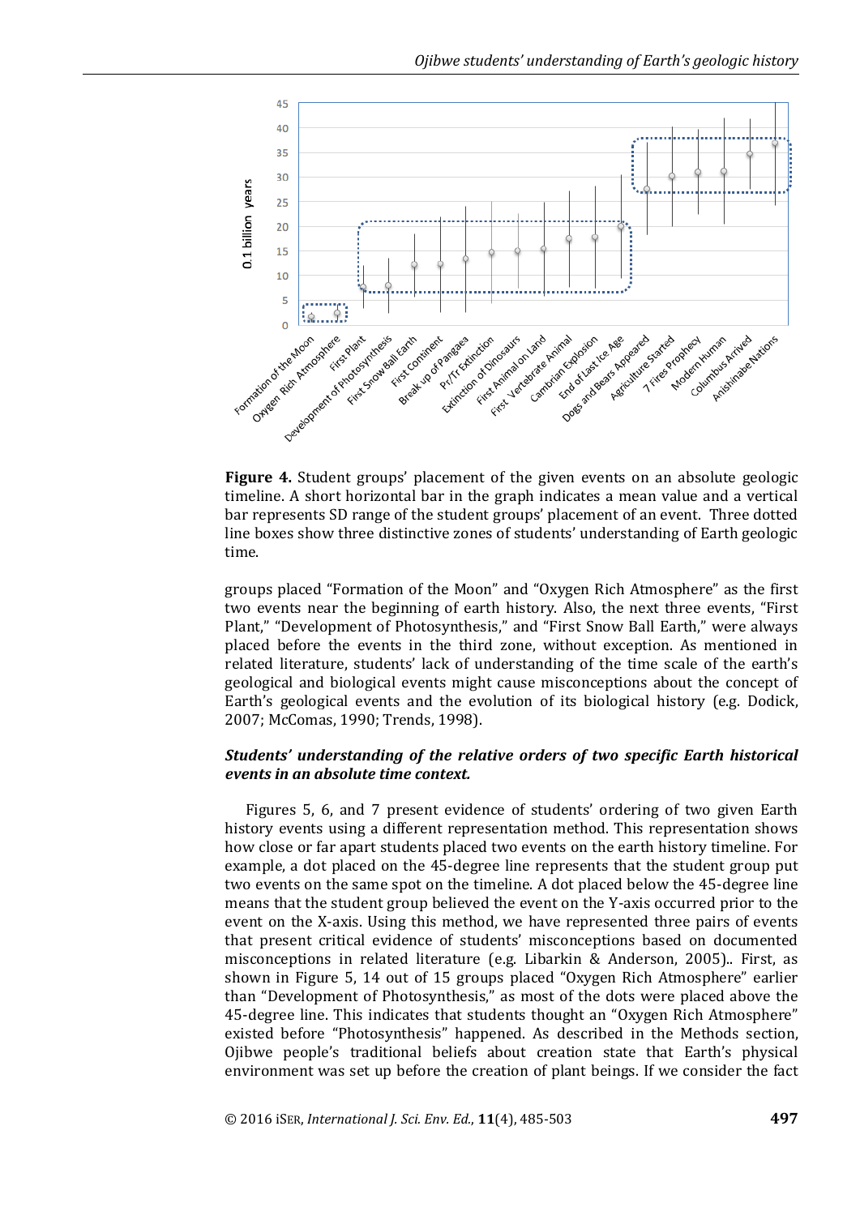**Figure 4.** Student groups' placement of the given events on an absolute geologic timeline. A short horizontal bar in the graph indicates a mean value and a vertical bar represents SD range of the student groups' placement of an event. Three dotted line boxes show three distinctive zones of students' understanding of Earth geologic time.

groups placed "Formation of the Moon" and "Oxygen Rich Atmosphere" as the first two events near the beginning of earth history. Also, the next three events, "First Plant," "Development of Photosynthesis," and "First Snow Ball Earth," were always placed before the events in the third zone, without exception. As mentioned in related literature, students' lack of understanding of the time scale of the earth's geological and biological events might cause misconceptions about the concept of Earth's geological events and the evolution of its biological history (e.g. Dodick, 2007; McComas, 1990; Trends, 1998).

### *Students' understanding of the relative orders of two specific Earth historical events in an absolute time context.*

Figures 5, 6, and 7 present evidence of students' ordering of two given Earth history events using a different representation method. This representation shows how close or far apart students placed two events on the earth history timeline. For example, a dot placed on the 45-degree line represents that the student group put two events on the same spot on the timeline. A dot placed below the 45-degree line means that the student group believed the event on the Y-axis occurred prior to the event on the X-axis. Using this method, we have represented three pairs of events that present critical evidence of students' misconceptions based on documented misconceptions in related literature (e.g. Libarkin & Anderson, 2005).. First, as shown in Figure 5, 14 out of 15 groups placed "Oxygen Rich Atmosphere" earlier than "Development of Photosynthesis," as most of the dots were placed above the 45-degree line. This indicates that students thought an "Oxygen Rich Atmosphere" existed before "Photosynthesis" happened. As described in the Methods section, Ojibwe people's traditional beliefs about creation state that Earth's physical environment was set up before the creation of plant beings. If we consider the fact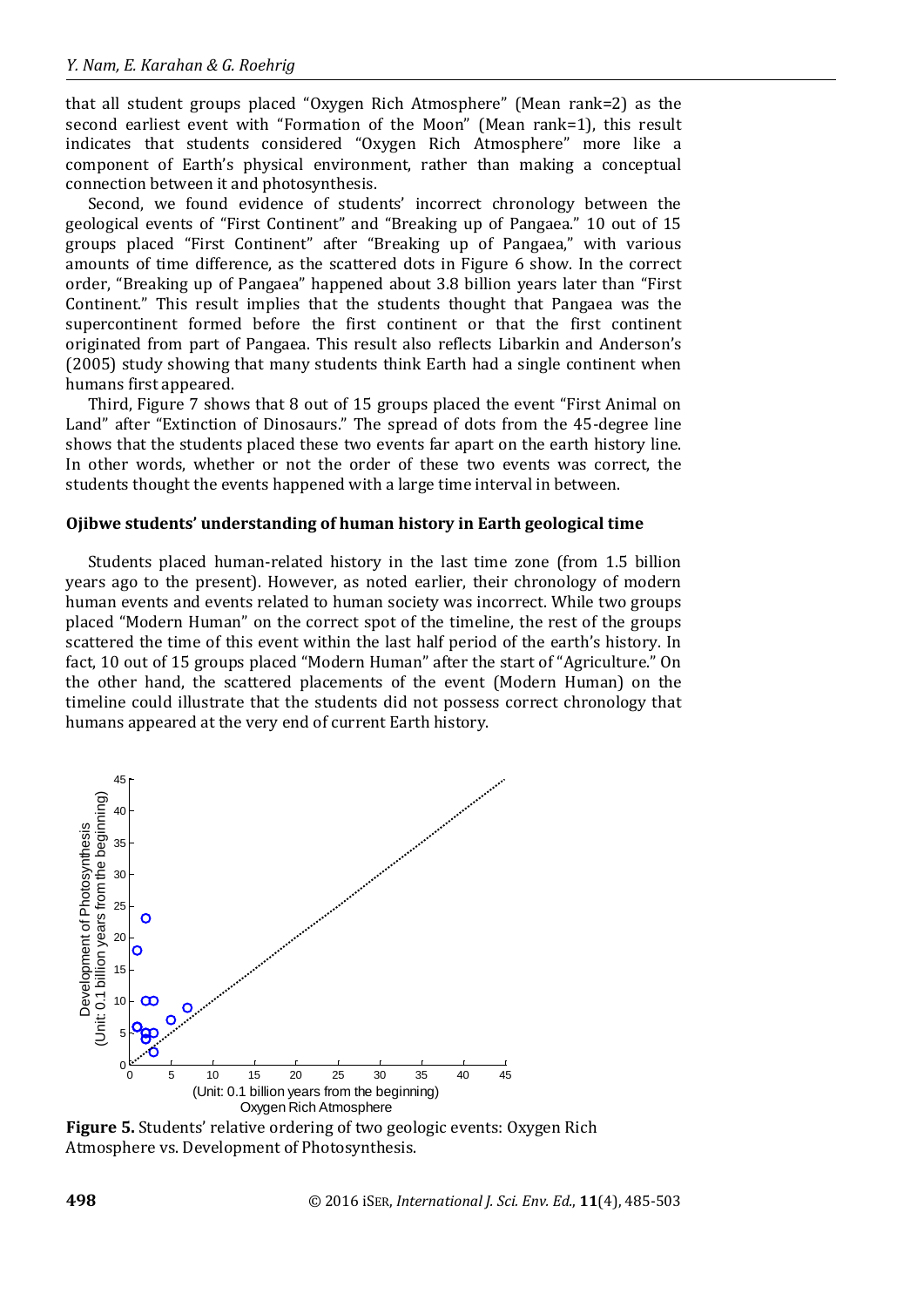that all student groups placed "Oxygen Rich Atmosphere" (Mean rank=2) as the second earliest event with "Formation of the Moon" (Mean rank=1), this result indicates that students considered "Oxygen Rich Atmosphere" more like a component of Earth's physical environment, rather than making a conceptual connection between it and photosynthesis.

Second, we found evidence of students' incorrect chronology between the geological events of "First Continent" and "Breaking up of Pangaea." 10 out of 15 groups placed "First Continent" after "Breaking up of Pangaea," with various amounts of time difference, as the scattered dots in Figure 6 show. In the correct order, "Breaking up of Pangaea" happened about 3.8 billion years later than "First Continent." This result implies that the students thought that Pangaea was the supercontinent formed before the first continent or that the first continent originated from part of Pangaea. This result also reflects Libarkin and Anderson's (2005) study showing that many students think Earth had a single continent when humans first appeared.

Third, Figure 7 shows that 8 out of 15 groups placed the event "First Animal on Land" after "Extinction of Dinosaurs." The spread of dots from the 45-degree line shows that the students placed these two events far apart on the earth history line. In other words, whether or not the order of these two events was correct, the students thought the events happened with a large time interval in between.

### Ojibwe students' understanding of human history in Earth geological time

Students placed human-related history in the last time zone (from 1.5 billion years ago to the present). However, as noted earlier, their chronology of modern human events and events related to human society was incorrect. While two groups placed "Modern Human" on the correct spot of the timeline, the rest of the groups scattered the time of this event within the last half period of the earth's history. In fact, 10 out of 15 groups placed "Modern Human" after the start of "Agriculture." On the other hand, the scattered placements of the event (Modern Human) on the timeline could illustrate that the students did not possess correct chronology that humans appeared at the very end of current Earth history.

**Figure 5.** Students' relative ordering of two geologic events: Oxygen Rich Atmosphere vs. Development of Photosynthesis.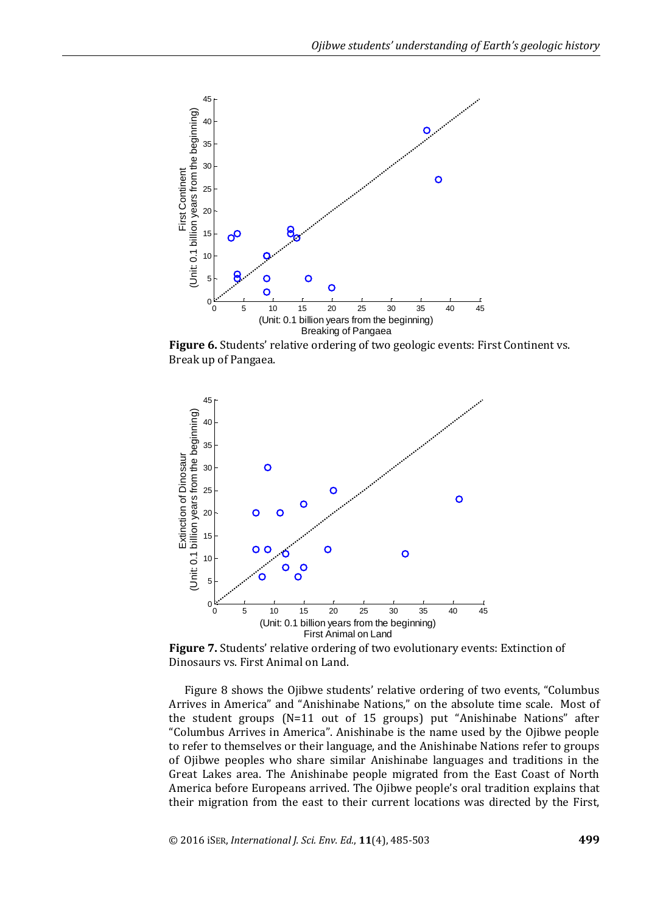**Figure 6.** Students' relative ordering of two geologic events: First Continent vs. Break up of Pangaea.

**Figure 7.** Students' relative ordering of two evolutionary events: Extinction of Dinosaurs vs. First Animal on Land.

Figure 8 shows the Ojibwe students' relative ordering of two events, "Columbus Arrives in America" and "Anishinabe Nations," on the absolute time scale. Most of the student groups (N=11 out of 15 groups) put "Anishinabe Nations" after "Columbus Arrives in America". Anishinabe is the name used by the Ojibwe people to refer to themselves or their language, and the Anishinabe Nations refer to groups of Ojibwe peoples who share similar Anishinabe languages and traditions in the Great Lakes area. The Anishinabe people migrated from the East Coast of North America before Europeans arrived. The Ojibwe people's oral tradition explains that their migration from the east to their current locations was directed by the First,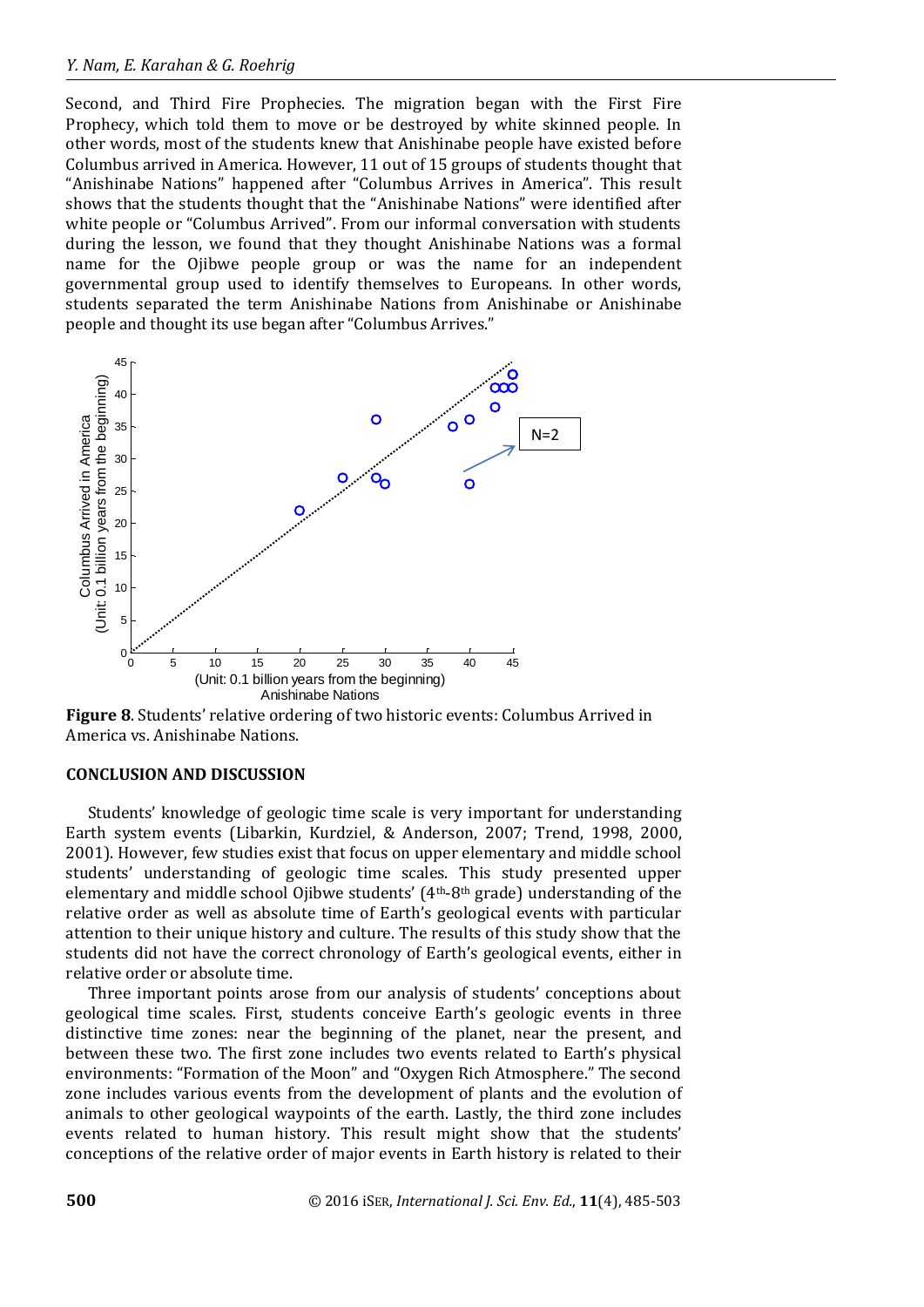Second, and Third Fire Prophecies. The migration began with the First Fire Prophecy, which told them to move or be destroyed by white skinned people. In other words, most of the students knew that Anishinabe people have existed before Columbus arrived in America. However, 11 out of 15 groups of students thought that "Anishinabe Nations" happened after "Columbus Arrives in America". This result shows that the students thought that the "Anishinabe Nations" were identified after white people or "Columbus Arrived". From our informal conversation with students during the lesson, we found that they thought Anishinabe Nations was a formal name for the Ojibwe people group or was the name for an independent governmental group used to identify themselves to Europeans. In other words, students separated the term Anishinabe Nations from Anishinabe or Anishinabe people and thought its use began after "Columbus Arrives."

**Figure 8**. Students' relative ordering of two historic events: Columbus Arrived in America vs. Anishinabe Nations.

## CONCLUSION AND DISCUSSION

Students' knowledge of geologic time scale is very important for understanding Earth system events (Libarkin, Kurdziel, & Anderson, 2007; Trend, 1998, 2000, 2001). However, few studies exist that focus on upper elementary and middle school students' understanding of geologic time scales. This study presented upper elementary and middle school Ojibwe students' (4th-8th grade) understanding of the relative order as well as absolute time of Earth's geological events with particular attention to their unique history and culture. The results of this study show that the students did not have the correct chronology of Earth's geological events, either in relative order or absolute time.

Three important points arose from our analysis of students' conceptions about geological time scales. First, students conceive Earth's geologic events in three distinctive time zones: near the beginning of the planet, near the present, and between these two. The first zone includes two events related to Earth's physical environments: "Formation of the Moon" and "Oxygen Rich Atmosphere." The second zone includes various events from the development of plants and the evolution of animals to other geological waypoints of the earth. Lastly, the third zone includes events related to human history. This result might show that the students' conceptions of the relative order of major events in Earth history is related to their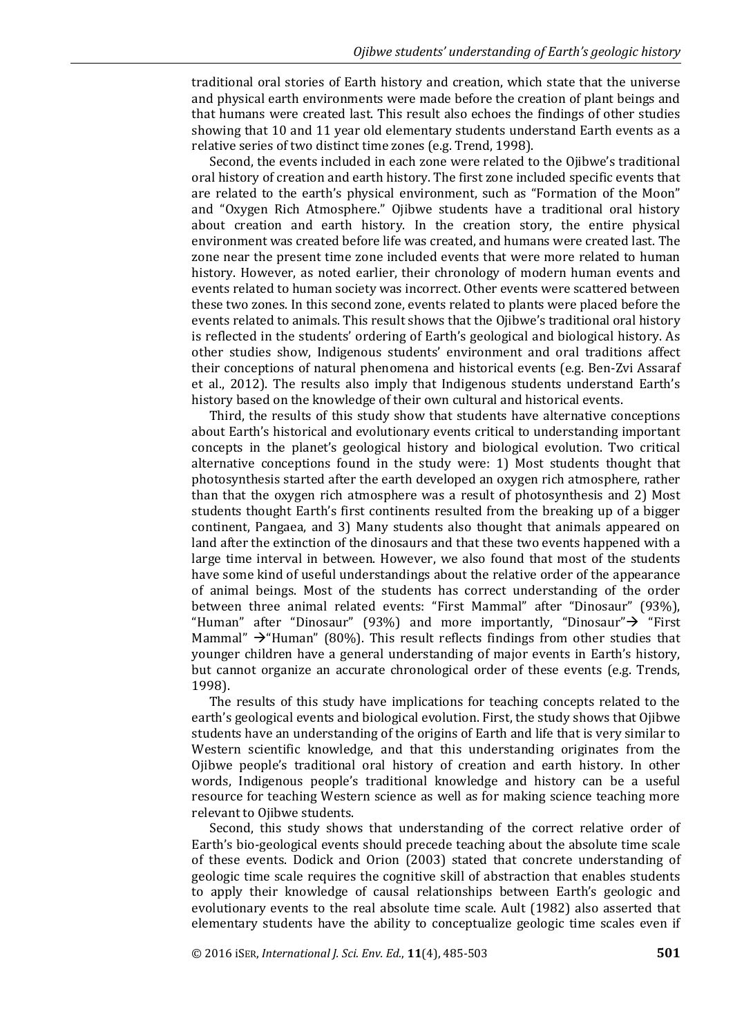traditional oral stories of Earth history and creation, which state that the universe and physical earth environments were made before the creation of plant beings and that humans were created last. This result also echoes the findings of other studies showing that 10 and 11 year old elementary students understand Earth events as a relative series of two distinct time zones (e.g. Trend, 1998).

Second, the events included in each zone were related to the Ojibwe's traditional oral history of creation and earth history. The first zone included specific events that are related to the earth's physical environment, such as "Formation of the Moon" and "Oxygen Rich Atmosphere." Ojibwe students have a traditional oral history about creation and earth history. In the creation story, the entire physical environment was created before life was created, and humans were created last. The zone near the present time zone included events that were more related to human history. However, as noted earlier, their chronology of modern human events and events related to human society was incorrect. Other events were scattered between these two zones. In this second zone, events related to plants were placed before the events related to animals. This result shows that the Ojibwe's traditional oral history is reflected in the students' ordering of Earth's geological and biological history. As other studies show, Indigenous students' environment and oral traditions affect their conceptions of natural phenomena and historical events (e.g. Ben-Zvi Assaraf et al., 2012). The results also imply that Indigenous students understand Earth's history based on the knowledge of their own cultural and historical events.

Third, the results of this study show that students have alternative conceptions about Earth's historical and evolutionary events critical to understanding important concepts in the planet's geological history and biological evolution. Two critical alternative conceptions found in the study were: 1) Most students thought that photosynthesis started after the earth developed an oxygen rich atmosphere, rather than that the oxygen rich atmosphere was a result of photosynthesis and 2) Most students thought Earth's first continents resulted from the breaking up of a bigger continent, Pangaea, and 3) Many students also thought that animals appeared on land after the extinction of the dinosaurs and that these two events happened with a large time interval in between. However, we also found that most of the students have some kind of useful understandings about the relative order of the appearance of animal beings. Most of the students has correct understanding of the order between three animal related events: "First Mammal" after "Dinosaur" (93%), "Human" after "Dinosaur" (93%) and more importantly, "Dinosaur"→ "First Mammal" →"Human" (80%). This result reflects findings from other studies that younger children have a general understanding of major events in Earth's history, but cannot organize an accurate chronological order of these events (e.g. Trends, 1998).

The results of this study have implications for teaching concepts related to the earth's geological events and biological evolution. First, the study shows that Ojibwe students have an understanding of the origins of Earth and life that is very similar to Western scientific knowledge, and that this understanding originates from the Ojibwe people's traditional oral history of creation and earth history. In other words, Indigenous people's traditional knowledge and history can be a useful resource for teaching Western science as well as for making science teaching more relevant to Ojibwe students.

Second, this study shows that understanding of the correct relative order of Earth's bio-geological events should precede teaching about the absolute time scale of these events. Dodick and Orion (2003) stated that concrete understanding of geologic time scale requires the cognitive skill of abstraction that enables students to apply their knowledge of causal relationships between Earth's geologic and evolutionary events to the real absolute time scale. Ault (1982) also asserted that elementary students have the ability to conceptualize geologic time scales even if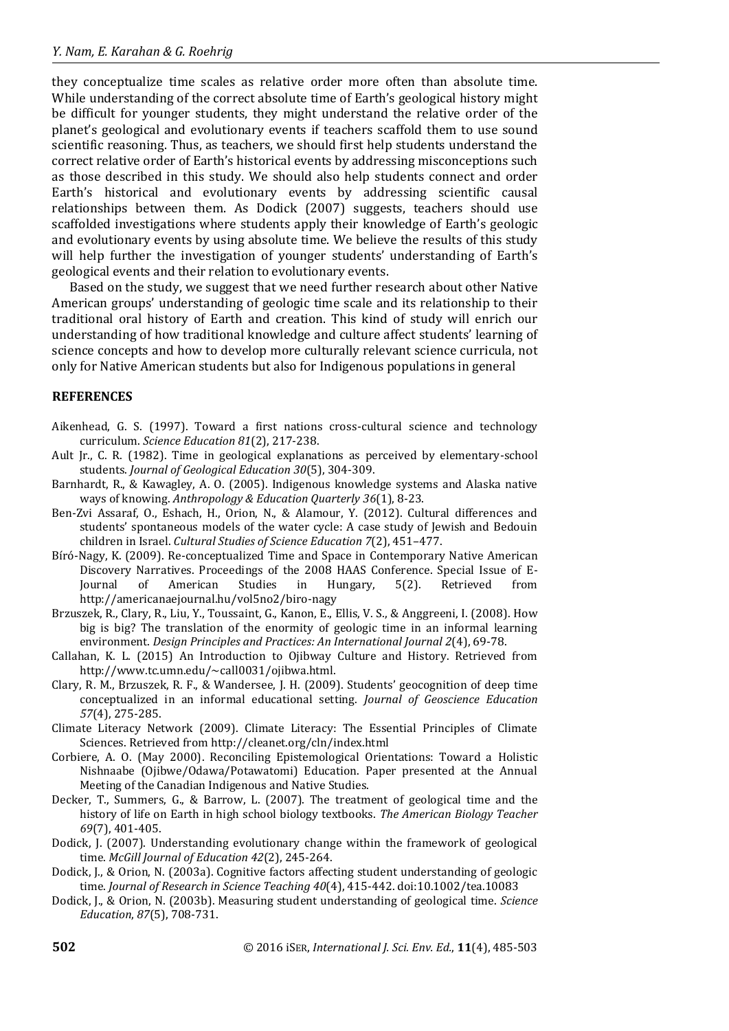they conceptualize time scales as relative order more often than absolute time. While understanding of the correct absolute time of Earth's geological history might be difficult for younger students, they might understand the relative order of the planet's geological and evolutionary events if teachers scaffold them to use sound scientific reasoning. Thus, as teachers, we should first help students understand the correct relative order of Earth's historical events by addressing misconceptions such as those described in this study. We should also help students connect and order Earth's historical and evolutionary events by addressing scientific causal relationships between them. As Dodick (2007) suggests, teachers should use scaffolded investigations where students apply their knowledge of Earth's geologic and evolutionary events by using absolute time. We believe the results of this study will help further the investigation of younger students' understanding of Earth's geological events and their relation to evolutionary events.

Based on the study, we suggest that we need further research about other Native American groups' understanding of geologic time scale and its relationship to their traditional oral history of Earth and creation. This kind of study will enrich our understanding of how traditional knowledge and culture affect students' learning of science concepts and how to develop more culturally relevant science curricula, not only for Native American students but also for Indigenous populations in general

## REFERENCES

Aikenhead, G. S. (1997). Toward a first nations cross-cultural science and technology curriculum. *Science Education 81*(2), 217-238.

Ault Jr., C. R. (1982). Time in geological explanations as perceived by elementary-school students. *Journal of Geological Education 30*(5), 304-309.

Barnhardt, R., & Kawagley, A. O. (2005). Indigenous knowledge systems and Alaska native ways of knowing. *Anthropology & Education Quarterly 36*(1), 8-23.

Ben-Zvi Assaraf, O., Eshach, H., Orion, N., & Alamour, Y. (2012). Cultural differences and students' spontaneous models of the water cycle: A case study of Jewish and Bedouin children in Israel. *Cultural Studies of Science Education 7*(2), 451–477.

Bíró-Nagy, K. (2009). Re-conceptualized Time and Space in Contemporary Native American Discovery Narratives. Proceedings of the 2008 HAAS Conference. Special Issue of E-Journal of American Studies in Hungary, 5(2). Retrieved from http://americanaejournal.hu/vol5no2/biro-nagy

Brzuszek, R., Clary, R., Liu, Y., Toussaint, G., Kanon, E., Ellis, V. S., & Anggreeni, I. (2008). How big is big? The translation of the enormity of geologic time in an informal learning environment. *Design Principles and Practices: An International Journal 2*(4), 69-78.

Callahan, K. L. (2015) An Introduction to Ojibway Culture and History. Retrieved from http://www.tc.umn.edu/~call0031/ojibwa.html.

Clary, R. M., Brzuszek, R. F., & Wandersee, J. H. (2009). Students' geocognition of deep time conceptualized in an informal educational setting. *Journal of Geoscience Education 57*(4), 275-285.

Climate Literacy Network (2009). Climate Literacy: The Essential Principles of Climate Sciences. Retrieved from http://cleanet.org/cln/index.html

Corbiere, A. O. (May 2000). Reconciling Epistemological Orientations: Toward a Holistic Nishnaabe (Ojibwe/Odawa/Potawatomi) Education. Paper presented at the Annual Meeting of the Canadian Indigenous and Native Studies.

Decker, T., Summers, G., & Barrow, L. (2007). The treatment of geological time and the history of life on Earth in high school biology textbooks. *The American Biology Teacher 69*(7), 401-405.

Dodick, J. (2007). Understanding evolutionary change within the framework of geological time. *McGill Journal of Education 42*(2), 245-264.

Dodick, J., & Orion, N. (2003a). Cognitive factors affecting student understanding of geologic time. *Journal of Research in Science Teaching 40*(4), 415-442. doi:10.1002/tea.10083

Dodick, J., & Orion, N. (2003b). Measuring student understanding of geological time. *Science Education*, *87*(5), 708-731.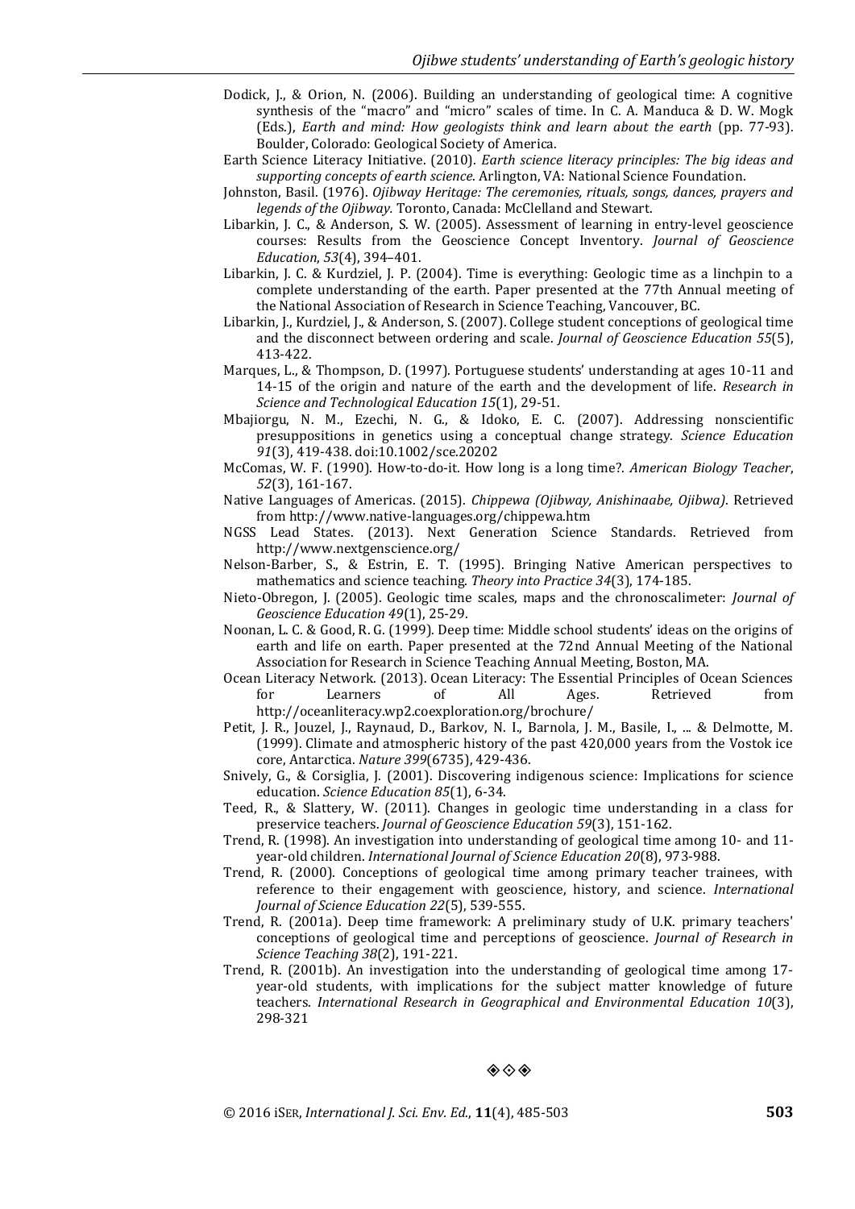Dodick, J., & Orion, N. (2006). Building an understanding of geological time: A cognitive synthesis of the "macro" and "micro" scales of time. In C. A. Manduca & D. W. Mogk (Eds.), *Earth and mind: How geologists think and learn about the earth* (pp. 77-93). Boulder, Colorado: Geological Society of America.

Earth Science Literacy Initiative. (2010). *Earth science literacy principles: The big ideas and supporting concepts of earth science*. Arlington, VA: National Science Foundation.

Johnston, Basil. (1976). *Ojibway Heritage: The ceremonies, rituals, songs, dances, prayers and legends of the Ojibway.* Toronto, Canada: McClelland and Stewart.

Libarkin, J. C., & Anderson, S. W. (2005). Assessment of learning in entry-level geoscience courses: Results from the Geoscience Concept Inventory. *Journal of Geoscience Education*, *53*(4), 394–401.

Libarkin, J. C. & Kurdziel, J. P. (2004). Time is everything: Geologic time as a linchpin to a complete understanding of the earth. Paper presented at the 77th Annual meeting of the National Association of Research in Science Teaching, Vancouver, BC.

Libarkin, J., Kurdziel, J., & Anderson, S. (2007). College student conceptions of geological time and the disconnect between ordering and scale. *Journal of Geoscience Education 55*(5), 413-422.

Marques, L., & Thompson, D. (1997). Portuguese students' understanding at ages 10-11 and 14-15 of the origin and nature of the earth and the development of life. *Research in Science and Technological Education 15*(1), 29-51.

Mbajiorgu, N. M., Ezechi, N. G., & Idoko, E. C. (2007). Addressing nonscientific presuppositions in genetics using a conceptual change strategy. *Science Education 91*(3), 419-438. doi:10.1002/sce.20202

McComas, W. F. (1990). How-to-do-it. How long is a long time?. *American Biology Teacher*, *52*(3), 161-167.

Native Languages of Americas. (2015). *Chippewa (Ojibway, Anishinaabe, Ojibwa)*. Retrieved from http://www.native-languages.org/chippewa.htm

NGSS Lead States. (2013). Next Generation Science Standards. Retrieved from http://www.nextgenscience.org/

Nelson-Barber, S., & Estrin, E. T. (1995). Bringing Native American perspectives to mathematics and science teaching. *Theory into Practice 34*(3), 174-185.

Nieto-Obregon, J. (2005). Geologic time scales, maps and the chronoscalimeter: *Journal of Geoscience Education 49*(1), 25-29.

Noonan, L. C. & Good, R. G. (1999). Deep time: Middle school students' ideas on the origins of earth and life on earth. Paper presented at the 72nd Annual Meeting of the National Association for Research in Science Teaching Annual Meeting, Boston, MA.

Ocean Literacy Network. (2013). Ocean Literacy: The Essential Principles of Ocean Sciences for Learners of All Ages. Retrieved from http://oceanliteracy.wp2.coexploration.org/brochure/

Petit, J. R., Jouzel, J., Raynaud, D., Barkov, N. I., Barnola, J. M., Basile, I., ... & Delmotte, M. (1999). Climate and atmospheric history of the past 420,000 years from the Vostok ice core, Antarctica. *Nature 399*(6735), 429-436.

Snively, G., & Corsiglia, J. (2001). Discovering indigenous science: Implications for science education. *Science Education 85*(1), 6-34.

Teed, R., & Slattery, W. (2011). Changes in geologic time understanding in a class for preservice teachers. *Journal of Geoscience Education 59*(3), 151-162.

Trend, R. (1998). An investigation into understanding of geological time among 10- and 11-year-old children. *International Journal of Science Education 20*(8), 973-988.

Trend, R. (2000). Conceptions of geological time among primary teacher trainees, with reference to their engagement with geoscience, history, and science. *International Journal of Science Education 22*(5), 539-555.

Trend, R. (2001a). Deep time framework: A preliminary study of U.K. primary teachers' conceptions of geological time and perceptions of geoscience. *Journal of Research in Science Teaching 38*(2), 191-221.

Trend, R. (2001b). An investigation into the understanding of geological time among 17-year-old students, with implications for the subject matter knowledge of future teachers. *International Research in Geographical and Environmental Education 10*(3), 298-321

◈◇◈